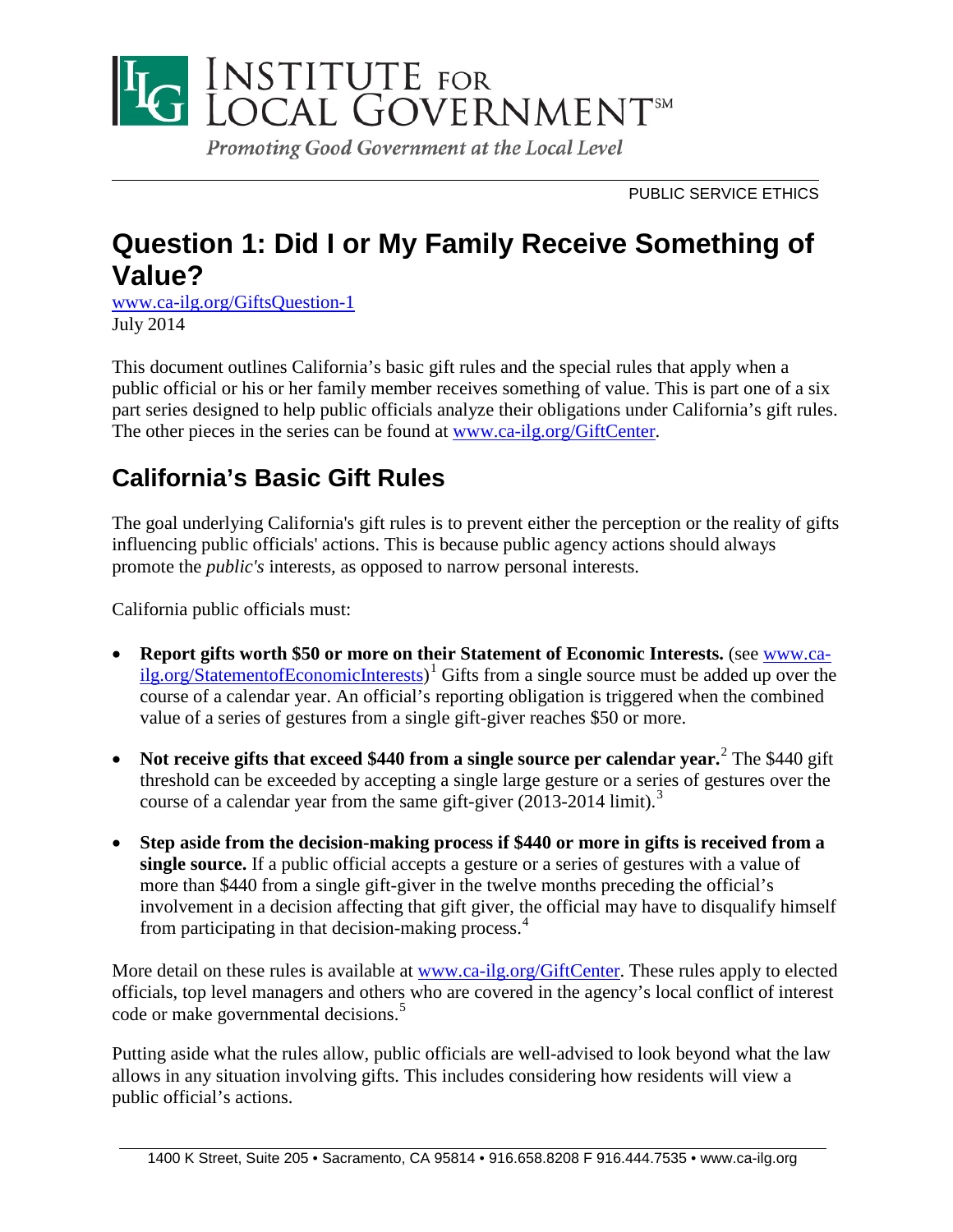# INSTITUTE FOR LOCAL GOVERNMENT℠

*Promoting Good Government at the Local Level*

PUBLIC SERVICE ETHICS

# Question 1: Did I or My Family Receive Something of Value?

www.ca-ilg.org/GiftsQuestion-1
July 2014

This document outlines California's basic gift rules and the special rules that apply when a public official or his or her family member receives something of value. This is part one of a six part series designed to help public officials analyze their obligations under California's gift rules. The other pieces in the series can be found at www.ca-ilg.org/GiftCenter.

## California's Basic Gift Rules

The goal underlying California's gift rules is to prevent either the perception or the reality of gifts influencing public officials' actions. This is because public agency actions should always promote the *public's* interests, as opposed to narrow personal interests.

California public officials must:

- **Report gifts worth $50 or more on their Statement of Economic Interests.** (see www.ca-ilg.org/StatementofEconomicInterests)[1] Gifts from a single source must be added up over the course of a calendar year. An official's reporting obligation is triggered when the combined value of a series of gestures from a single gift-giver reaches $50 or more.
- **Not receive gifts that exceed $440 from a single source per calendar year.**[2] The $440 gift threshold can be exceeded by accepting a single large gesture or a series of gestures over the course of a calendar year from the same gift-giver (2013-2014 limit).[3]
- **Step aside from the decision-making process if $440 or more in gifts is received from a single source.** If a public official accepts a gesture or a series of gestures with a value of more than $440 from a single gift-giver in the twelve months preceding the official's involvement in a decision affecting that gift giver, the official may have to disqualify himself from participating in that decision-making process.[4]

More detail on these rules is available at www.ca-ilg.org/GiftCenter. These rules apply to elected officials, top level managers and others who are covered in the agency's local conflict of interest code or make governmental decisions.[5]

Putting aside what the rules allow, public officials are well-advised to look beyond what the law allows in any situation involving gifts. This includes considering how residents will view a public official's actions.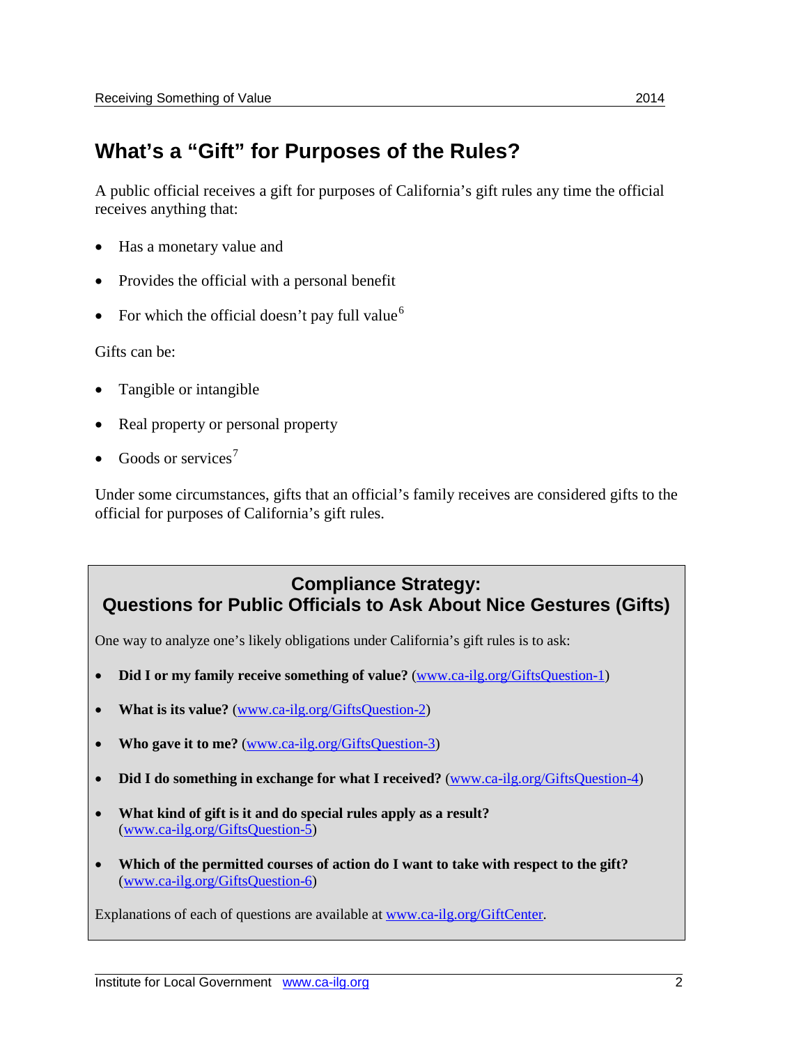## What's a "Gift" for Purposes of the Rules?

A public official receives a gift for purposes of California's gift rules any time the official receives anything that:

- Has a monetary value and
- Provides the official with a personal benefit
- For which the official doesn't pay full value[6]

Gifts can be:

- Tangible or intangible
- Real property or personal property
- Goods or services[7]

Under some circumstances, gifts that an official's family receives are considered gifts to the official for purposes of California's gift rules.

### Compliance Strategy: Questions for Public Officials to Ask About Nice Gestures (Gifts)

One way to analyze one's likely obligations under California's gift rules is to ask:

- **Did I or my family receive something of value?** (www.ca-ilg.org/GiftsQuestion-1)
- **What is its value?** (www.ca-ilg.org/GiftsQuestion-2)
- **Who gave it to me?** (www.ca-ilg.org/GiftsQuestion-3)
- **Did I do something in exchange for what I received?** (www.ca-ilg.org/GiftsQuestion-4)
- **What kind of gift is it and do special rules apply as a result?** (www.ca-ilg.org/GiftsQuestion-5)
- **Which of the permitted courses of action do I want to take with respect to the gift?** (www.ca-ilg.org/GiftsQuestion-6)

Explanations of each of questions are available at www.ca-ilg.org/GiftCenter.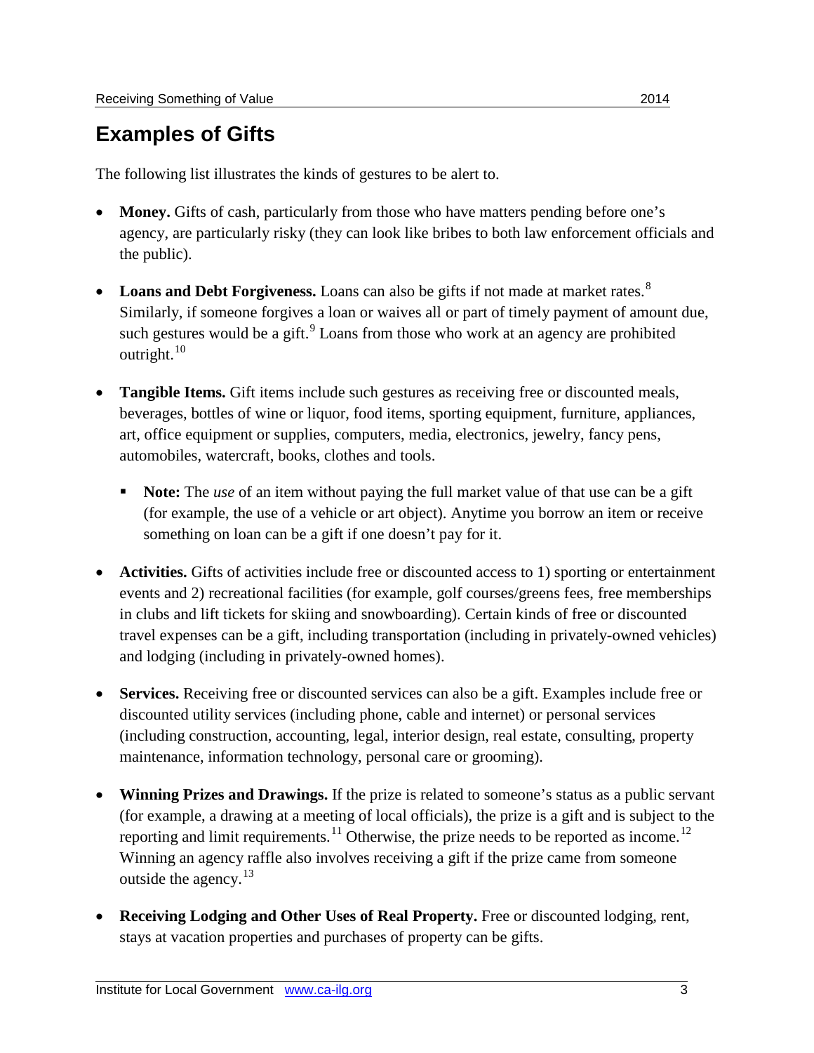## Examples of Gifts

The following list illustrates the kinds of gestures to be alert to.

- **Money.** Gifts of cash, particularly from those who have matters pending before one's agency, are particularly risky (they can look like bribes to both law enforcement officials and the public).

- **Loans and Debt Forgiveness.** Loans can also be gifts if not made at market rates.[8] Similarly, if someone forgives a loan or waives all or part of timely payment of amount due, such gestures would be a gift.[9] Loans from those who work at an agency are prohibited outright.[10]

- **Tangible Items.** Gift items include such gestures as receiving free or discounted meals, beverages, bottles of wine or liquor, food items, sporting equipment, furniture, appliances, art, office equipment or supplies, computers, media, electronics, jewelry, fancy pens, automobiles, watercraft, books, clothes and tools.

  - **Note:** The *use* of an item without paying the full market value of that use can be a gift (for example, the use of a vehicle or art object). Anytime you borrow an item or receive something on loan can be a gift if one doesn't pay for it.

- **Activities.** Gifts of activities include free or discounted access to 1) sporting or entertainment events and 2) recreational facilities (for example, golf courses/greens fees, free memberships in clubs and lift tickets for skiing and snowboarding). Certain kinds of free or discounted travel expenses can be a gift, including transportation (including in privately-owned vehicles) and lodging (including in privately-owned homes).

- **Services.** Receiving free or discounted services can also be a gift. Examples include free or discounted utility services (including phone, cable and internet) or personal services (including construction, accounting, legal, interior design, real estate, consulting, property maintenance, information technology, personal care or grooming).

- **Winning Prizes and Drawings.** If the prize is related to someone's status as a public servant (for example, a drawing at a meeting of local officials), the prize is a gift and is subject to the reporting and limit requirements.[11] Otherwise, the prize needs to be reported as income.[12] Winning an agency raffle also involves receiving a gift if the prize came from someone outside the agency.[13]

- **Receiving Lodging and Other Uses of Real Property.** Free or discounted lodging, rent, stays at vacation properties and purchases of property can be gifts.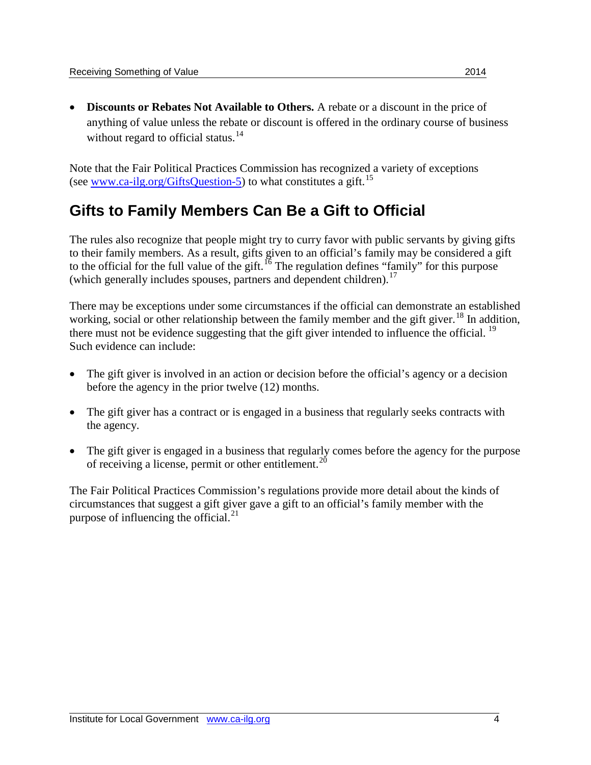- **Discounts or Rebates Not Available to Others.** A rebate or a discount in the price of anything of value unless the rebate or discount is offered in the ordinary course of business without regard to official status.[14]

Note that the Fair Political Practices Commission has recognized a variety of exceptions (see [www.ca-ilg.org/GiftsQuestion-5](www.ca-ilg.org/GiftsQuestion-5)) to what constitutes a gift.[15]

## Gifts to Family Members Can Be a Gift to Official

The rules also recognize that people might try to curry favor with public servants by giving gifts to their family members. As a result, gifts given to an official's family may be considered a gift to the official for the full value of the gift.[16] The regulation defines "family" for this purpose (which generally includes spouses, partners and dependent children).[17]

There may be exceptions under some circumstances if the official can demonstrate an established working, social or other relationship between the family member and the gift giver.[18] In addition, there must not be evidence suggesting that the gift giver intended to influence the official.[19] Such evidence can include:

- The gift giver is involved in an action or decision before the official's agency or a decision before the agency in the prior twelve (12) months.
- The gift giver has a contract or is engaged in a business that regularly seeks contracts with the agency.
- The gift giver is engaged in a business that regularly comes before the agency for the purpose of receiving a license, permit or other entitlement.[20]

The Fair Political Practices Commission's regulations provide more detail about the kinds of circumstances that suggest a gift giver gave a gift to an official's family member with the purpose of influencing the official.[21]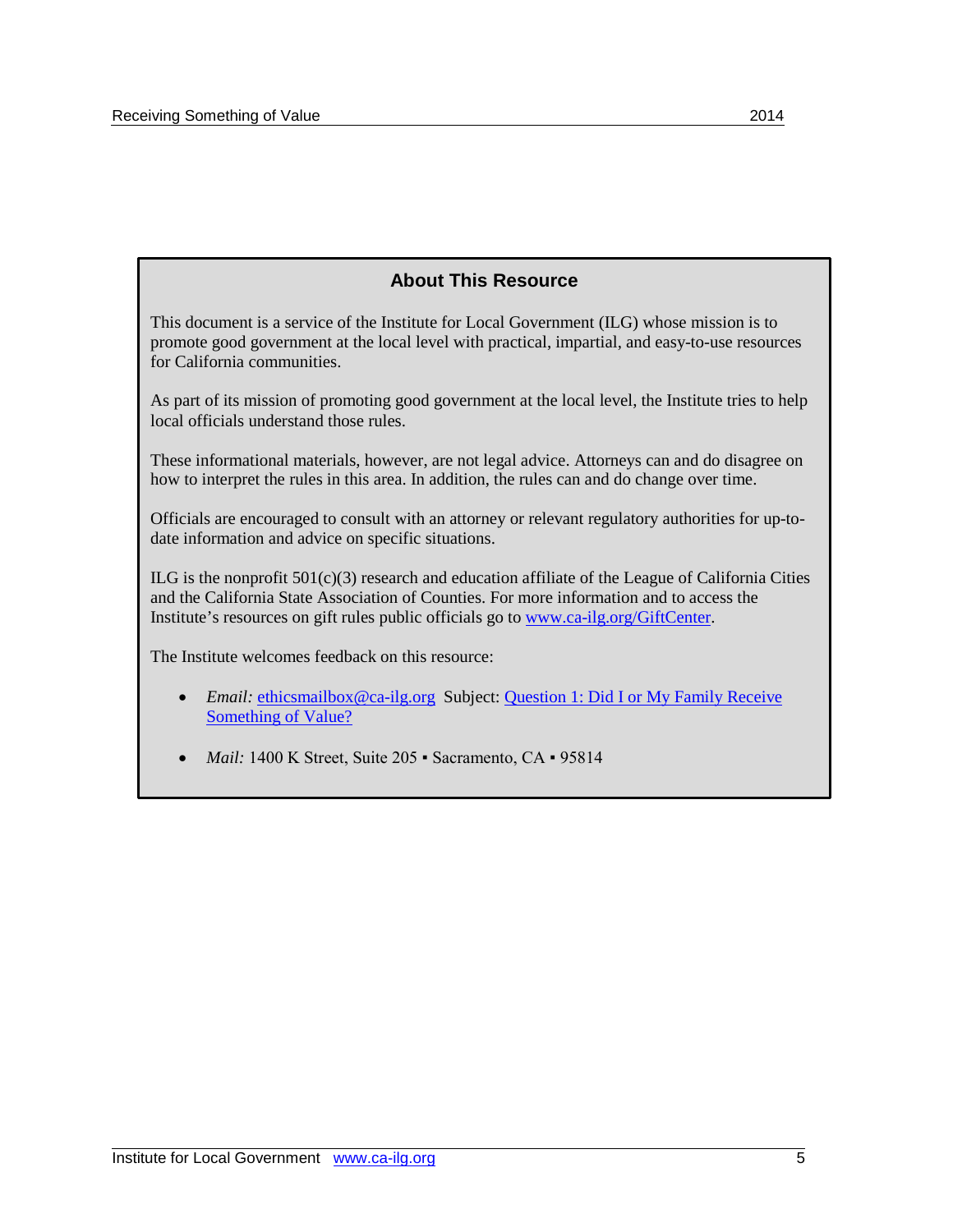## About This Resource

This document is a service of the Institute for Local Government (ILG) whose mission is to promote good government at the local level with practical, impartial, and easy-to-use resources for California communities.

As part of its mission of promoting good government at the local level, the Institute tries to help local officials understand those rules.

These informational materials, however, are not legal advice. Attorneys can and do disagree on how to interpret the rules in this area. In addition, the rules can and do change over time.

Officials are encouraged to consult with an attorney or relevant regulatory authorities for up-to-date information and advice on specific situations.

ILG is the nonprofit 501(c)(3) research and education affiliate of the League of California Cities and the California State Association of Counties. For more information and to access the Institute's resources on gift rules public officials go to [www.ca-ilg.org/GiftCenter](www.ca-ilg.org/GiftCenter).

The Institute welcomes feedback on this resource:

- *Email:* [ethicsmailbox@ca-ilg.org](mailto:ethicsmailbox@ca-ilg.org) Subject: Question 1: Did I or My Family Receive Something of Value?

- *Mail:* 1400 K Street, Suite 205 ▪ Sacramento, CA ▪ 95814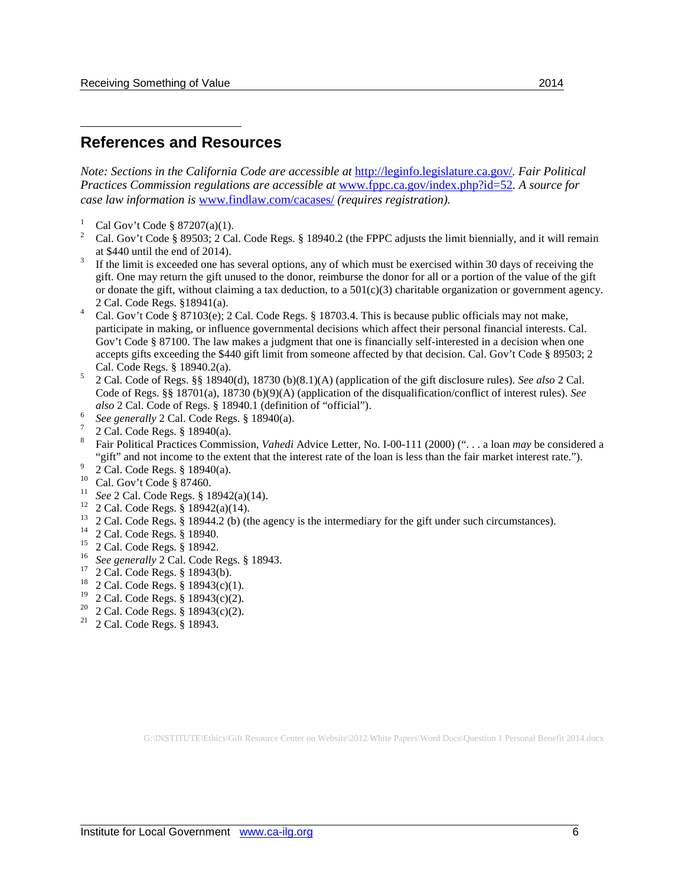## References and Resources

*Note: Sections in the California Code are accessible at* [http://leginfo.legislature.ca.gov/](http://leginfo.legislature.ca.gov/)*. Fair Political Practices Commission regulations are accessible at* [www.fppc.ca.gov/index.php?id=52](www.fppc.ca.gov/index.php?id=52)*. A source for case law information is* [www.findlaw.com/cacases/](www.findlaw.com/cacases/) *(requires registration).*

[1] Cal Gov't Code § 87207(a)(1).

[2] Cal. Gov't Code § 89503; 2 Cal. Code Regs. § 18940.2 (the FPPC adjusts the limit biennially, and it will remain at $440 until the end of 2014).

[3] If the limit is exceeded one has several options, any of which must be exercised within 30 days of receiving the gift. One may return the gift unused to the donor, reimburse the donor for all or a portion of the value of the gift or donate the gift, without claiming a tax deduction, to a 501(c)(3) charitable organization or government agency. 2 Cal. Code Regs. §18941(a).

[4] Cal. Gov't Code § 87103(e); 2 Cal. Code Regs. § 18703.4. This is because public officials may not make, participate in making, or influence governmental decisions which affect their personal financial interests. Cal. Gov't Code § 87100. The law makes a judgment that one is financially self-interested in a decision when one accepts gifts exceeding the $440 gift limit from someone affected by that decision. Cal. Gov't Code § 89503; 2 Cal. Code Regs. § 18940.2(a).

[5] 2 Cal. Code of Regs. §§ 18940(d), 18730 (b)(8.1)(A) (application of the gift disclosure rules). *See also* 2 Cal. Code of Regs. §§ 18701(a), 18730 (b)(9)(A) (application of the disqualification/conflict of interest rules). *See also* 2 Cal. Code of Regs. § 18940.1 (definition of "official").

[6] *See generally* 2 Cal. Code Regs. § 18940(a).

[7] 2 Cal. Code Regs. § 18940(a).

[8] Fair Political Practices Commission, *Vahedi* Advice Letter, No. I-00-111 (2000) (". . . a loan *may* be considered a "gift" and not income to the extent that the interest rate of the loan is less than the fair market interest rate.").

[9] 2 Cal. Code Regs. § 18940(a).

[10] Cal. Gov't Code § 87460.

[11] *See* 2 Cal. Code Regs. § 18942(a)(14).

[12] 2 Cal. Code Regs. § 18942(a)(14).

[13] 2 Cal. Code Regs. § 18944.2 (b) (the agency is the intermediary for the gift under such circumstances).

[14] 2 Cal. Code Regs. § 18940.

[15] 2 Cal. Code Regs. § 18942.

[16] *See generally* 2 Cal. Code Regs. § 18943.

[17] 2 Cal. Code Regs. § 18943(b).

[18] 2 Cal. Code Regs. § 18943(c)(1).

[19] 2 Cal. Code Regs. § 18943(c)(2).

[20] 2 Cal. Code Regs. § 18943(c)(2).

[21] 2 Cal. Code Regs. § 18943.

G:\INSTITUTE\Ethics\Gift Resource Center on Website\2012 White Papers\Word Docs\Question 1 Personal Benefit 2014.docx